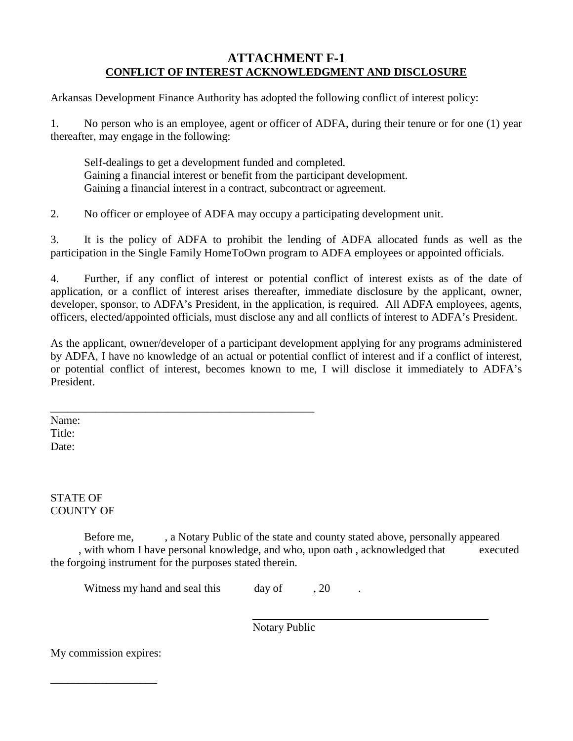# ATTACHMENT F-1

## CONFLICT OF INTEREST ACKNOWLEDGMENT AND DISCLOSURE

Arkansas Development Finance Authority has adopted the following conflict of interest policy:

1. No person who is an employee, agent or officer of ADFA, during their tenure or for one (1) year thereafter, may engage in the following:

   Self-dealings to get a development funded and completed.
   Gaining a financial interest or benefit from the participant development.
   Gaining a financial interest in a contract, subcontract or agreement.

2. No officer or employee of ADFA may occupy a participating development unit.

3. It is the policy of ADFA to prohibit the lending of ADFA allocated funds as well as the participation in the Single Family HomeToOwn program to ADFA employees or appointed officials.

4. Further, if any conflict of interest or potential conflict of interest exists as of the date of application, or a conflict of interest arises thereafter, immediate disclosure by the applicant, owner, developer, sponsor, to ADFA's President, in the application, is required. All ADFA employees, agents, officers, elected/appointed officials, must disclose any and all conflicts of interest to ADFA's President.

As the applicant, owner/developer of a participant development applying for any programs administered by ADFA, I have no knowledge of an actual or potential conflict of interest and if a conflict of interest, or potential conflict of interest, becomes known to me, I will disclose it immediately to ADFA's President.

_______________________________________________

Name:
Title:
Date:

STATE OF
COUNTY OF

Before me, , a Notary Public of the state and county stated above, personally appeared , with whom I have personal knowledge, and who, upon oath , acknowledged that executed the forgoing instrument for the purposes stated therein.

Witness my hand and seal this day of , 20 .

_______________________________________________
Notary Public

My commission expires:

___________________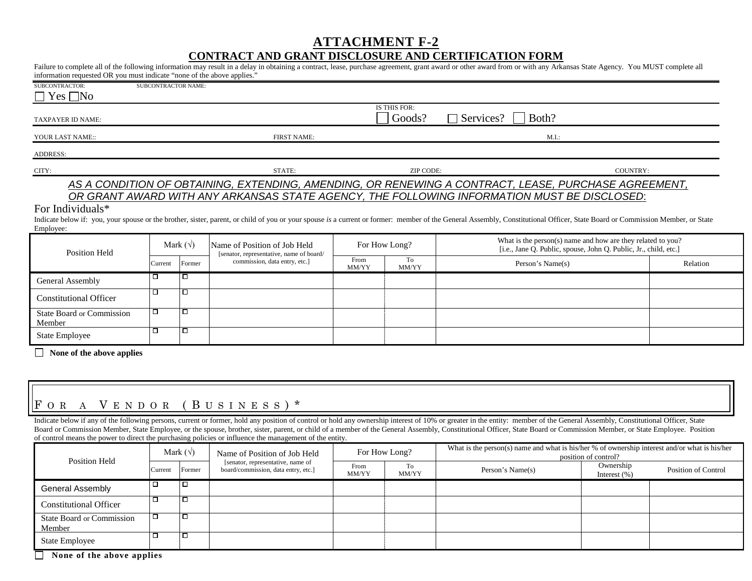# ATTACHMENT F-2

## CONTRACT AND GRANT DISCLOSURE AND CERTIFICATION FORM

Failure to complete all of the following information may result in a delay in obtaining a contract, lease, purchase agreement, grant award or other award from or with any Arkansas State Agency. You MUST complete all information requested OR you must indicate "none of the above applies."

SUBCONTRACTOR: ☐ Yes ☐ No SUBCONTRACTOR NAME:

TAXPAYER ID NAME: IS THIS FOR: ☐ Goods? ☐ Services? ☐ Both?

YOUR LAST NAME:: FIRST NAME: M.I.:

ADDRESS:

CITY: STATE: ZIP CODE: COUNTRY:

*AS A CONDITION OF OBTAINING, EXTENDING, AMENDING, OR RENEWING A CONTRACT, LEASE, PURCHASE AGREEMENT, OR GRANT AWARD WITH ANY ARKANSAS STATE AGENCY, THE FOLLOWING INFORMATION MUST BE DISCLOSED*:

## For Individuals*

Indicate below if: you, your spouse or the brother, sister, parent, or child of you or your spouse *is* a current or former: member of the General Assembly, Constitutional Officer, State Board or Commission Member, or State Employee:

| Position Held | Mark (√) | | Name of Position of Job Held [senator, representative, name of board/ commission, data entry, etc.] | For How Long? | | What is the person(s) name and how are they related to you? [i.e., Jane Q. Public, spouse, John Q. Public, Jr., child, etc.] | |
|---|---|---|---|---|---|---|---|
| | Current | Former | | From MM/YY | To MM/YY | Person's Name(s) | Relation |
| General Assembly | ☐ | ☐ | | | | | |
| Constitutional Officer | ☐ | ☐ | | | | | |
| State Board or Commission Member | ☐ | ☐ | | | | | |
| State Employee | ☐ | ☐ | | | | | |

☐ **None of the above applies**

## For a Vendor (Business)*

Indicate below if any of the following persons, current or former, hold any position of control or hold any ownership interest of 10% or greater in the entity: member of the General Assembly, Constitutional Officer, State Board or Commission Member, State Employee, or the spouse, brother, sister, parent, or child of a member of the General Assembly, Constitutional Officer, State Board or Commission Member, or State Employee. Position of control means the power to direct the purchasing policies or influence the management of the entity.

| Position Held | Mark (√) | | Name of Position of Job Held [senator, representative, name of board/commission, data entry, etc.] | For How Long? | | What is the person(s) name and what is his/her % of ownership interest and/or what is his/her position of control? | | |
|---|---|---|---|---|---|---|---|---|
| | Current | Former | | From MM/YY | To MM/YY | Person's Name(s) | Ownership Interest (%) | Position of Control |
| General Assembly | ☐ | ☐ | | | | | | |
| Constitutional Officer | ☐ | ☐ | | | | | | |
| State Board or Commission Member | ☐ | ☐ | | | | | | |
| State Employee | ☐ | ☐ | | | | | | |

☐ **None of the above applies**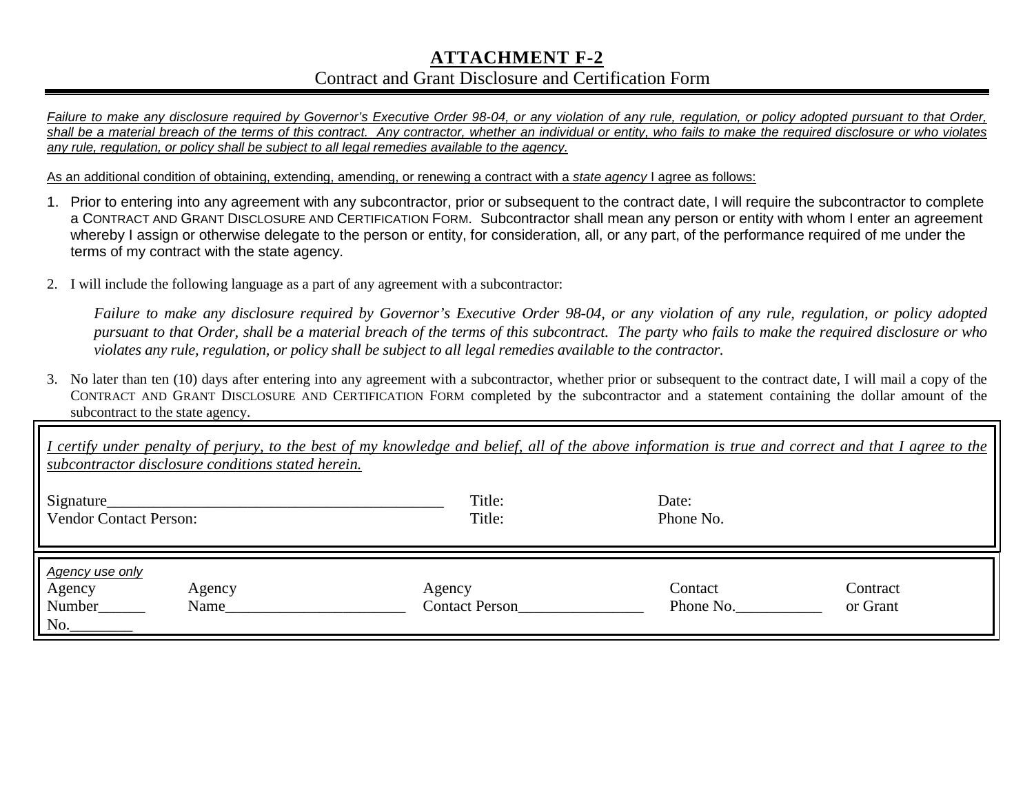# ATTACHMENT F-2

Contract and Grant Disclosure and Certification Form

*Failure to make any disclosure required by Governor's Executive Order 98-04, or any violation of any rule, regulation, or policy adopted pursuant to that Order, shall be a material breach of the terms of this contract. Any contractor, whether an individual or entity, who fails to make the required disclosure or who violates any rule, regulation, or policy shall be subject to all legal remedies available to the agency.*

As an additional condition of obtaining, extending, amending, or renewing a contract with a *state agency* I agree as follows:

1. Prior to entering into any agreement with any subcontractor, prior or subsequent to the contract date, I will require the subcontractor to complete a CONTRACT AND GRANT DISCLOSURE AND CERTIFICATION FORM. Subcontractor shall mean any person or entity with whom I enter an agreement whereby I assign or otherwise delegate to the person or entity, for consideration, all, or any part, of the performance required of me under the terms of my contract with the state agency.

2. I will include the following language as a part of any agreement with a subcontractor:

   *Failure to make any disclosure required by Governor's Executive Order 98-04, or any violation of any rule, regulation, or policy adopted pursuant to that Order, shall be a material breach of the terms of this subcontract. The party who fails to make the required disclosure or who violates any rule, regulation, or policy shall be subject to all legal remedies available to the contractor.*

3. No later than ten (10) days after entering into any agreement with a subcontractor, whether prior or subsequent to the contract date, I will mail a copy of the CONTRACT AND GRANT DISCLOSURE AND CERTIFICATION FORM completed by the subcontractor and a statement containing the dollar amount of the subcontract to the state agency.

*I certify under penalty of perjury, to the best of my knowledge and belief, all of the above information is true and correct and that I agree to the subcontractor disclosure conditions stated herein.*

Signature___________________________________________ Title: Date:

Vendor Contact Person: Title: Phone No.

*Agency use only*

Agency Number______ Agency Name______________________ Agency Contact Person________________ Contact Phone No.___________ Contract or Grant No.________